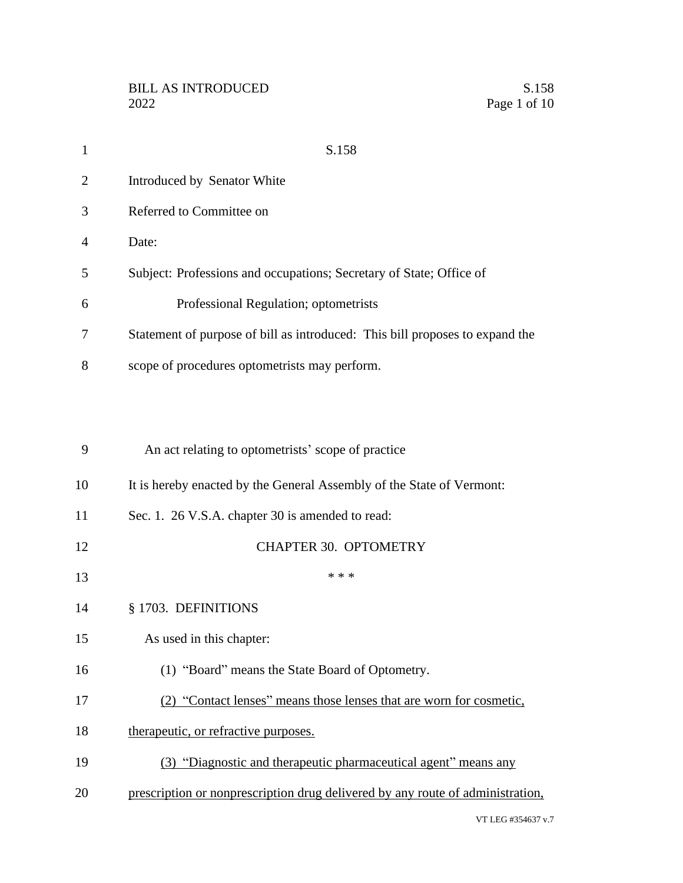S.158

Introduced by Senator White

Referred to Committee on

Date:

Subject: Professions and occupations; Secretary of State; Office of Professional Regulation; optometrists

Statement of purpose of bill as introduced: This bill proposes to expand the scope of procedures optometrists may perform.

An act relating to optometrists' scope of practice

It is hereby enacted by the General Assembly of the State of Vermont:

Sec. 1. 26 V.S.A. chapter 30 is amended to read:

CHAPTER 30. OPTOMETRY

\* \* \*

§ 1703. DEFINITIONS

As used in this chapter:

(1) "Board" means the State Board of Optometry.

<u>(2) "Contact lenses" means those lenses that are worn for cosmetic, therapeutic, or refractive purposes.</u>

<u>(3) "Diagnostic and therapeutic pharmaceutical agent" means any prescription or nonprescription drug delivered by any route of administration,</u>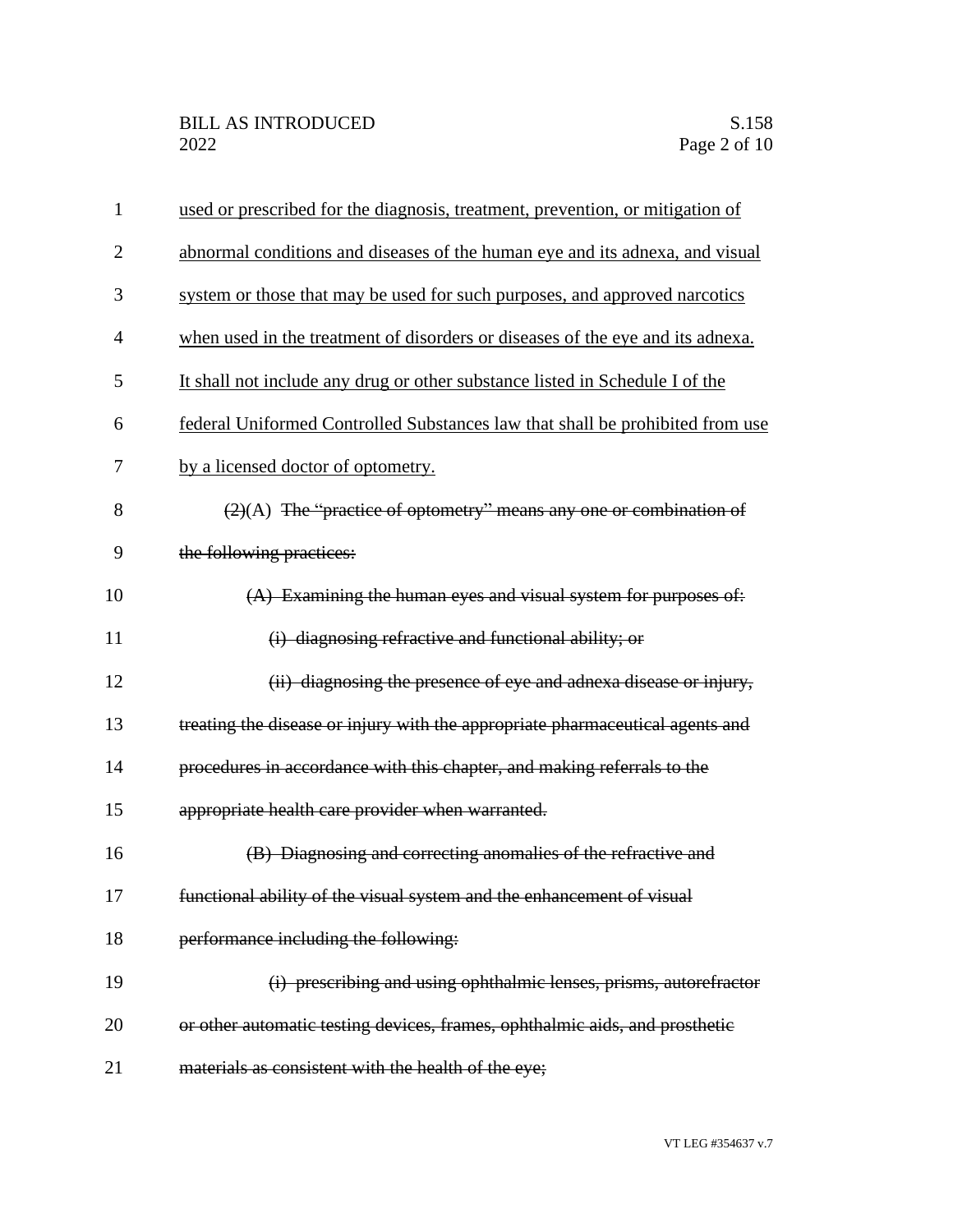<u>used or prescribed for the diagnosis, treatment, prevention, or mitigation of abnormal conditions and diseases of the human eye and its adnexa, and visual system or those that may be used for such purposes, and approved narcotics when used in the treatment of disorders or diseases of the eye and its adnexa. It shall not include any drug or other substance listed in Schedule I of the federal Uniformed Controlled Substances law that shall be prohibited from use by a licensed doctor of optometry.</u>

~~(2)~~(A) ~~The "practice of optometry" means any one or combination of the following practices:~~

~~(A) Examining the human eyes and visual system for purposes of:~~

~~(i) diagnosing refractive and functional ability; or~~

~~(ii) diagnosing the presence of eye and adnexa disease or injury, treating the disease or injury with the appropriate pharmaceutical agents and procedures in accordance with this chapter, and making referrals to the appropriate health care provider when warranted.~~

~~(B) Diagnosing and correcting anomalies of the refractive and functional ability of the visual system and the enhancement of visual performance including the following:~~

~~(i) prescribing and using ophthalmic lenses, prisms, autorefractor or other automatic testing devices, frames, ophthalmic aids, and prosthetic materials as consistent with the health of the eye;~~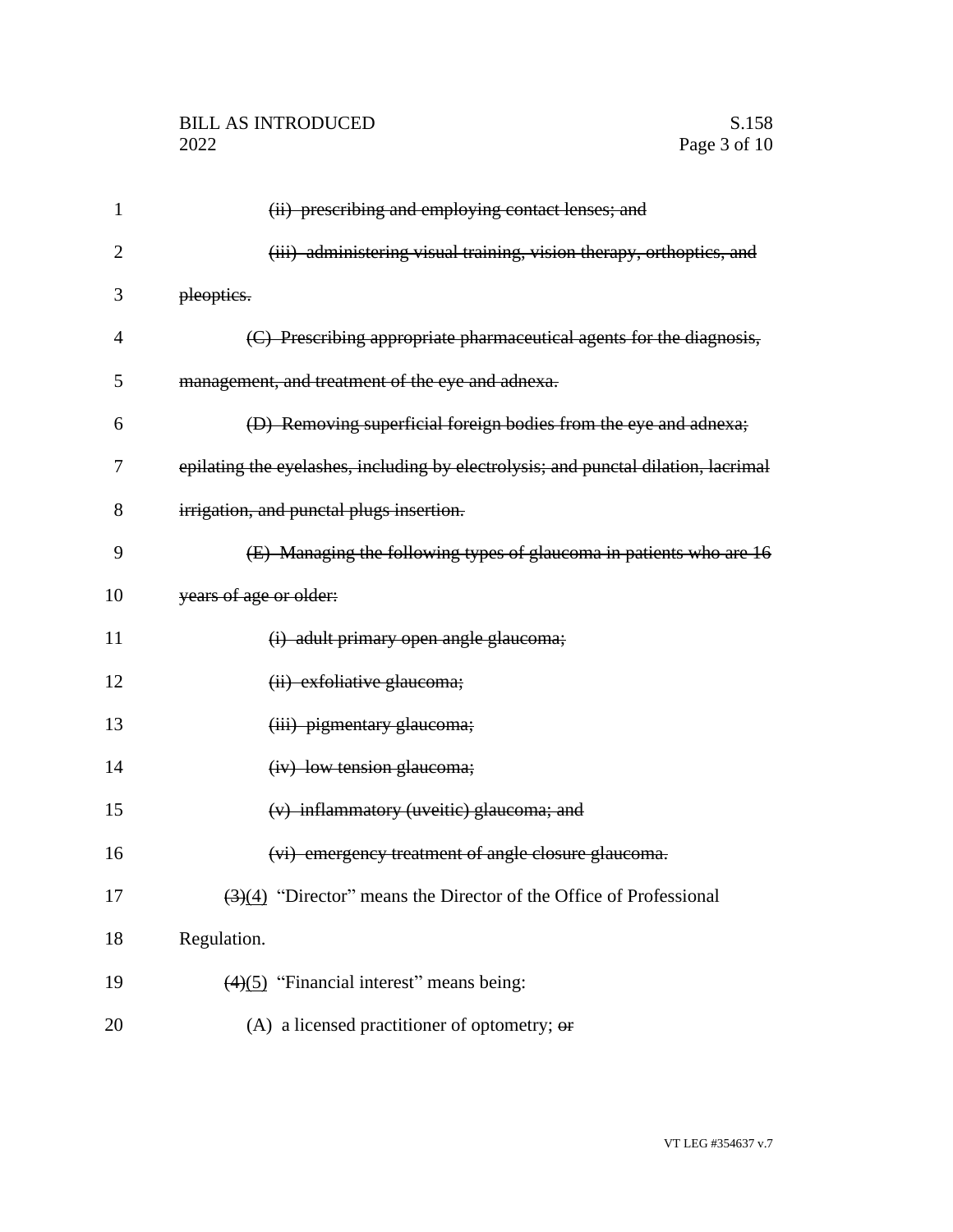~~(ii) prescribing and employing contact lenses; and~~

~~(iii) administering visual training, vision therapy, orthoptics, and pleoptics.~~

~~(C) Prescribing appropriate pharmaceutical agents for the diagnosis, management, and treatment of the eye and adnexa.~~

~~(D) Removing superficial foreign bodies from the eye and adnexa; epilating the eyelashes, including by electrolysis; and punctal dilation, lacrimal irrigation, and punctal plugs insertion.~~

~~(E) Managing the following types of glaucoma in patients who are 16 years of age or older:~~

~~(i) adult primary open angle glaucoma;~~

~~(ii) exfoliative glaucoma;~~

~~(iii) pigmentary glaucoma;~~

~~(iv) low tension glaucoma;~~

~~(v) inflammatory (uveitic) glaucoma; and~~

~~(vi) emergency treatment of angle closure glaucoma.~~

~~(3)~~<u>(4)</u> "Director" means the Director of the Office of Professional Regulation.

~~(4)~~<u>(5)</u> "Financial interest" means being:

(A) a licensed practitioner of optometry; ~~or~~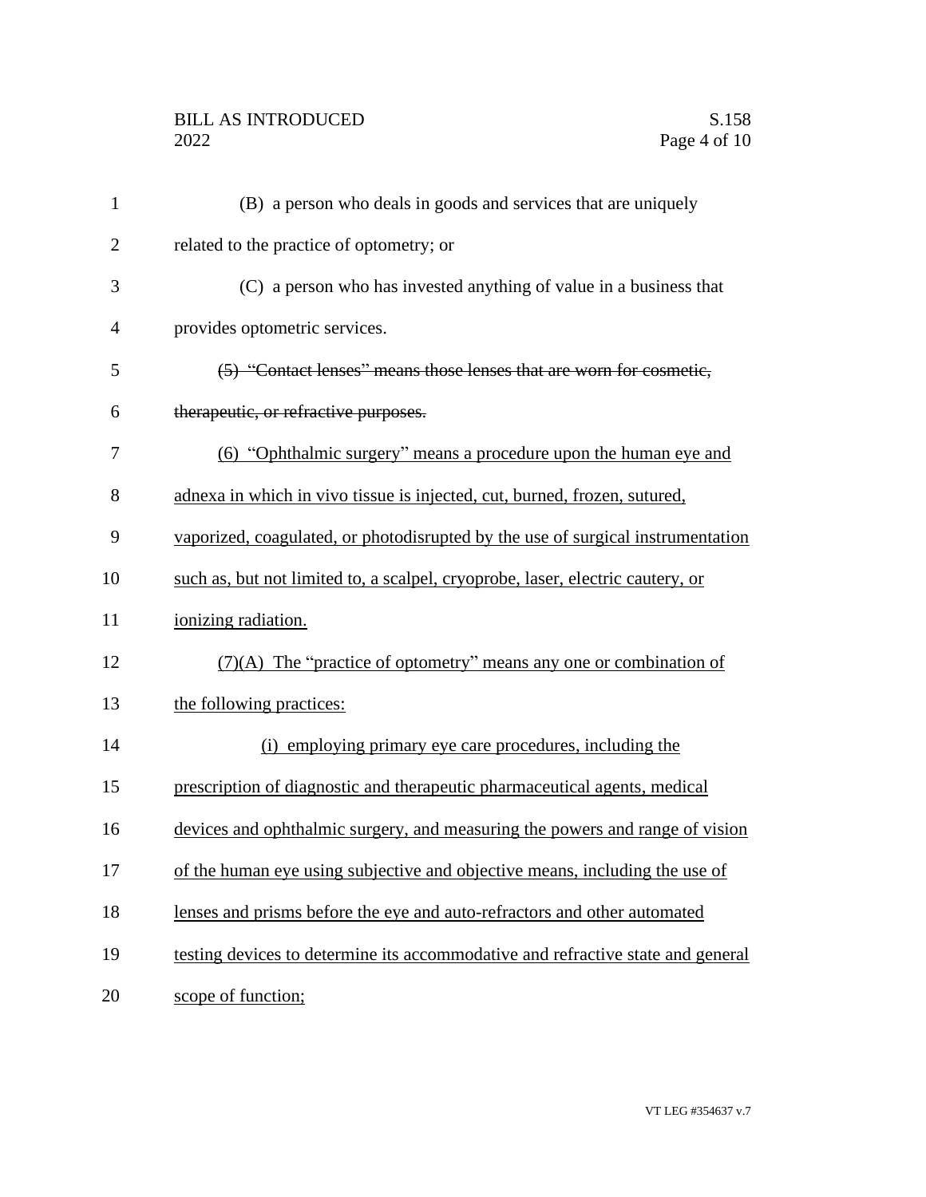(B) a person who deals in goods and services that are uniquely related to the practice of optometry; or

(C) a person who has invested anything of value in a business that provides optometric services.

~~(5) "Contact lenses" means those lenses that are worn for cosmetic, therapeutic, or refractive purposes.~~

<u>(6) "Ophthalmic surgery" means a procedure upon the human eye and adnexa in which in vivo tissue is injected, cut, burned, frozen, sutured, vaporized, coagulated, or photodisrupted by the use of surgical instrumentation such as, but not limited to, a scalpel, cryoprobe, laser, electric cautery, or ionizing radiation.</u>

<u>(7)(A) The "practice of optometry" means any one or combination of the following practices:</u>

<u>(i) employing primary eye care procedures, including the prescription of diagnostic and therapeutic pharmaceutical agents, medical devices and ophthalmic surgery, and measuring the powers and range of vision of the human eye using subjective and objective means, including the use of lenses and prisms before the eye and auto-refractors and other automated testing devices to determine its accommodative and refractive state and general scope of function;</u>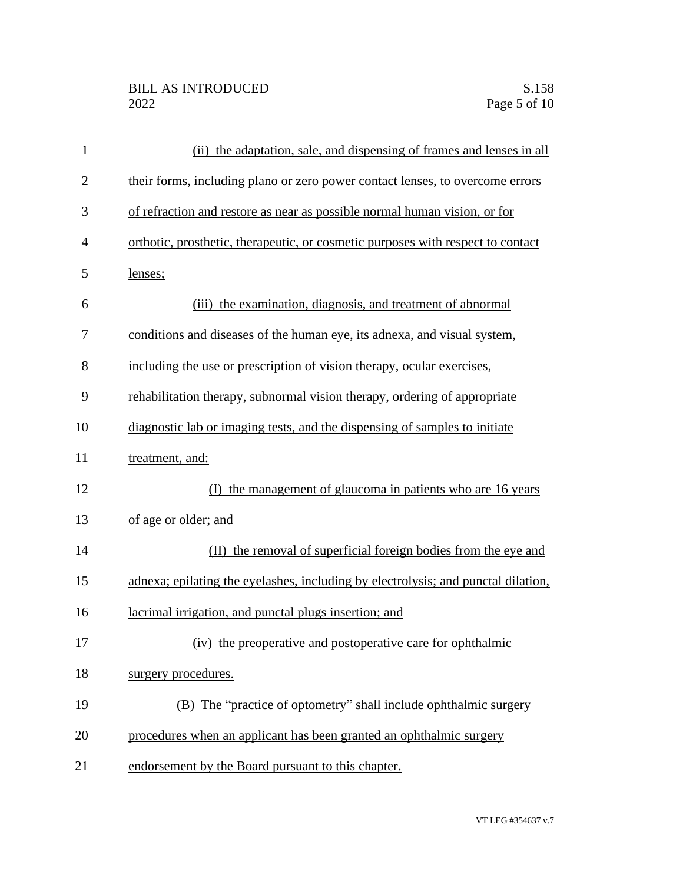(ii) the adaptation, sale, and dispensing of frames and lenses in all their forms, including plano or zero power contact lenses, to overcome errors of refraction and restore as near as possible normal human vision, or for orthotic, prosthetic, therapeutic, or cosmetic purposes with respect to contact lenses;

(iii) the examination, diagnosis, and treatment of abnormal conditions and diseases of the human eye, its adnexa, and visual system, including the use or prescription of vision therapy, ocular exercises, rehabilitation therapy, subnormal vision therapy, ordering of appropriate diagnostic lab or imaging tests, and the dispensing of samples to initiate treatment, and:

(I) the management of glaucoma in patients who are 16 years of age or older; and

(II) the removal of superficial foreign bodies from the eye and adnexa; epilating the eyelashes, including by electrolysis; and punctal dilation, lacrimal irrigation, and punctal plugs insertion; and

(iv) the preoperative and postoperative care for ophthalmic surgery procedures.

(B) The "practice of optometry" shall include ophthalmic surgery procedures when an applicant has been granted an ophthalmic surgery endorsement by the Board pursuant to this chapter.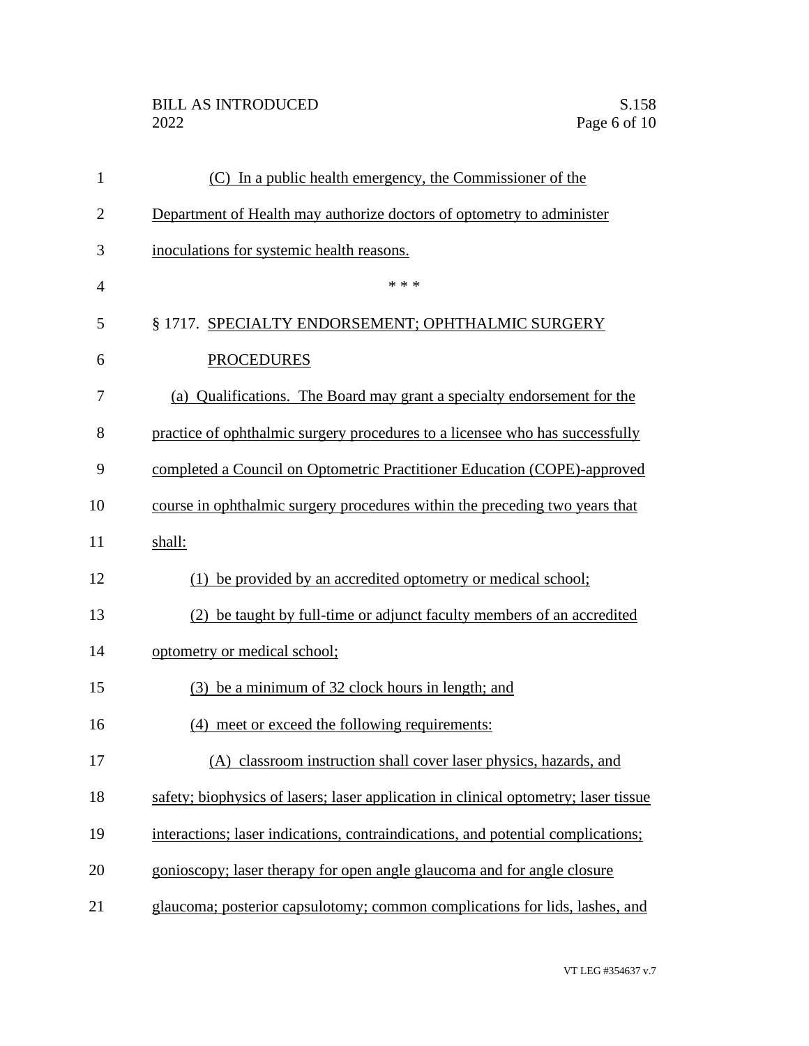(C) In a public health emergency, the Commissioner of the Department of Health may authorize doctors of optometry to administer inoculations for systemic health reasons.

\* \* \*

§ 1717. SPECIALTY ENDORSEMENT; OPHTHALMIC SURGERY PROCEDURES

(a) Qualifications. The Board may grant a specialty endorsement for the practice of ophthalmic surgery procedures to a licensee who has successfully completed a Council on Optometric Practitioner Education (COPE)-approved course in ophthalmic surgery procedures within the preceding two years that shall:

(1) be provided by an accredited optometry or medical school;

(2) be taught by full-time or adjunct faculty members of an accredited optometry or medical school;

(3) be a minimum of 32 clock hours in length; and

(4) meet or exceed the following requirements:

(A) classroom instruction shall cover laser physics, hazards, and safety; biophysics of lasers; laser application in clinical optometry; laser tissue interactions; laser indications, contraindications, and potential complications; gonioscopy; laser therapy for open angle glaucoma and for angle closure glaucoma; posterior capsulotomy; common complications for lids, lashes, and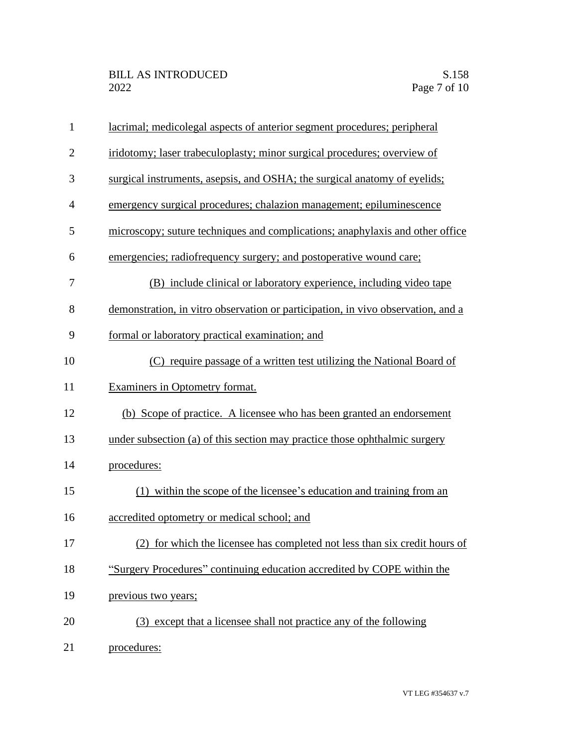lacrimal; medicolegal aspects of anterior segment procedures; peripheral iridotomy; laser trabeculoplasty; minor surgical procedures; overview of surgical instruments, asepsis, and OSHA; the surgical anatomy of eyelids; emergency surgical procedures; chalazion management; epiluminescence microscopy; suture techniques and complications; anaphylaxis and other office emergencies; radiofrequency surgery; and postoperative wound care;

(B) include clinical or laboratory experience, including video tape demonstration, in vitro observation or participation, in vivo observation, and a formal or laboratory practical examination; and

(C) require passage of a written test utilizing the National Board of Examiners in Optometry format.

(b) Scope of practice. A licensee who has been granted an endorsement under subsection (a) of this section may practice those ophthalmic surgery procedures:

(1) within the scope of the licensee's education and training from an accredited optometry or medical school; and

(2) for which the licensee has completed not less than six credit hours of "Surgery Procedures" continuing education accredited by COPE within the previous two years;

(3) except that a licensee shall not practice any of the following procedures: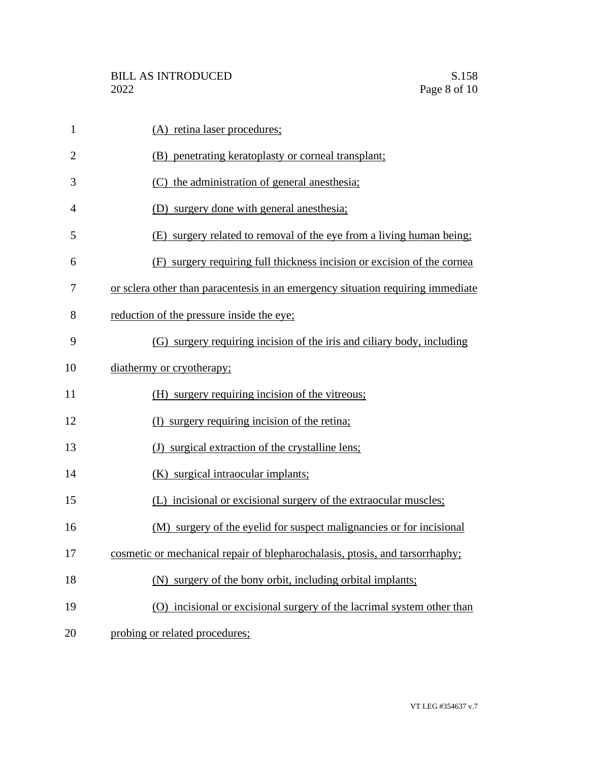(A) retina laser procedures;

(B) penetrating keratoplasty or corneal transplant;

(C) the administration of general anesthesia;

(D) surgery done with general anesthesia;

(E) surgery related to removal of the eye from a living human being;

(F) surgery requiring full thickness incision or excision of the cornea or sclera other than paracentesis in an emergency situation requiring immediate reduction of the pressure inside the eye;

(G) surgery requiring incision of the iris and ciliary body, including diathermy or cryotherapy;

(H) surgery requiring incision of the vitreous;

(I) surgery requiring incision of the retina;

(J) surgical extraction of the crystalline lens;

(K) surgical intraocular implants;

(L) incisional or excisional surgery of the extraocular muscles;

(M) surgery of the eyelid for suspect malignancies or for incisional cosmetic or mechanical repair of blepharochalasis, ptosis, and tarsorrhaphy;

(N) surgery of the bony orbit, including orbital implants;

(O) incisional or excisional surgery of the lacrimal system other than probing or related procedures;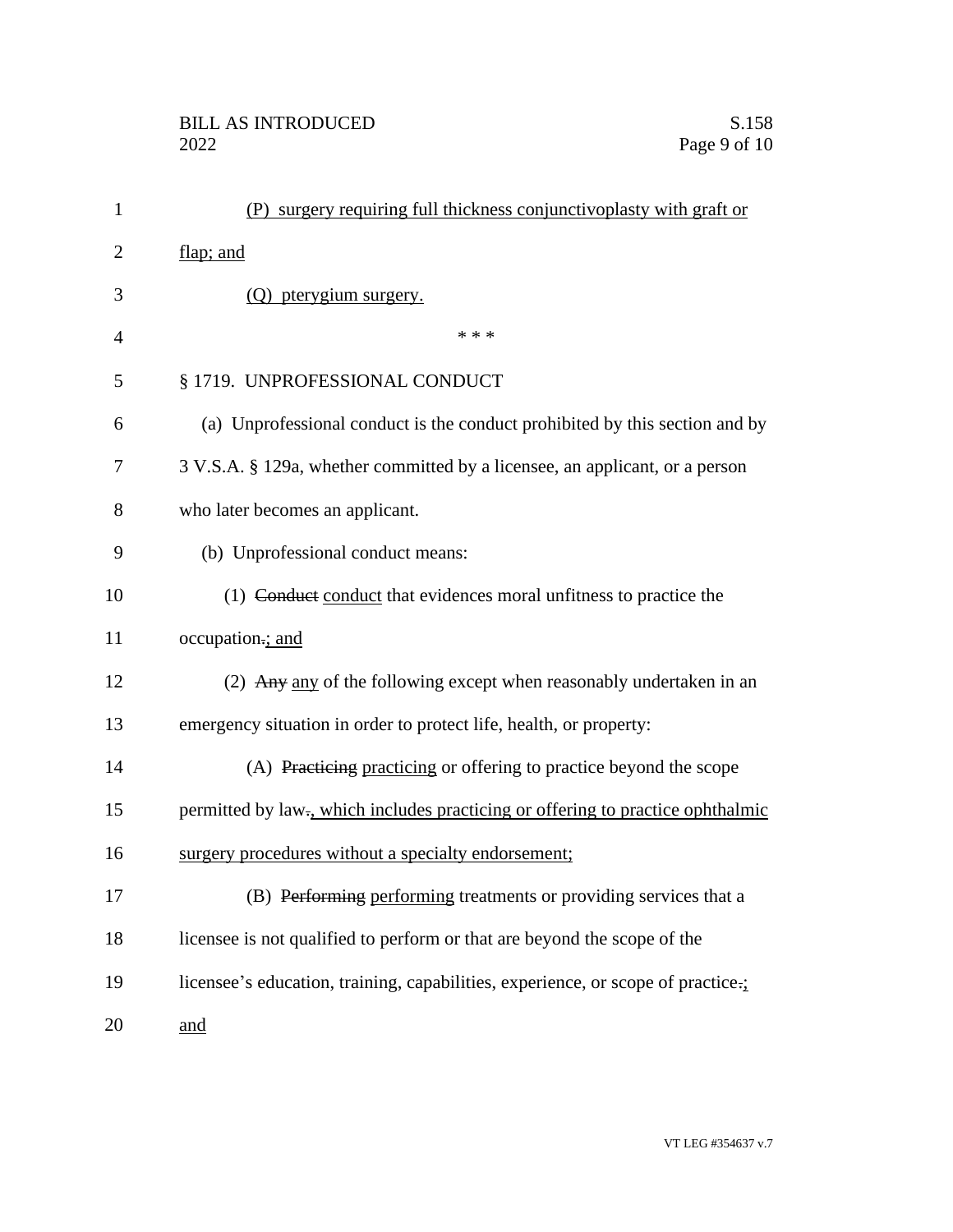(P) surgery requiring full thickness conjunctivoplasty with graft or flap; and

(Q) pterygium surgery.

\* \* \*

§ 1719. UNPROFESSIONAL CONDUCT

(a) Unprofessional conduct is the conduct prohibited by this section and by 3 V.S.A. § 129a, whether committed by a licensee, an applicant, or a person who later becomes an applicant.

(b) Unprofessional conduct means:

(1) ~~Conduct~~ conduct that evidences moral unfitness to practice the occupation~~.~~; and

(2) ~~Any~~ any of the following except when reasonably undertaken in an emergency situation in order to protect life, health, or property:

(A) ~~Practicing~~ practicing or offering to practice beyond the scope permitted by law~~.~~, which includes practicing or offering to practice ophthalmic surgery procedures without a specialty endorsement;

(B) ~~Performing~~ performing treatments or providing services that a licensee is not qualified to perform or that are beyond the scope of the licensee's education, training, capabilities, experience, or scope of practice~~.~~; and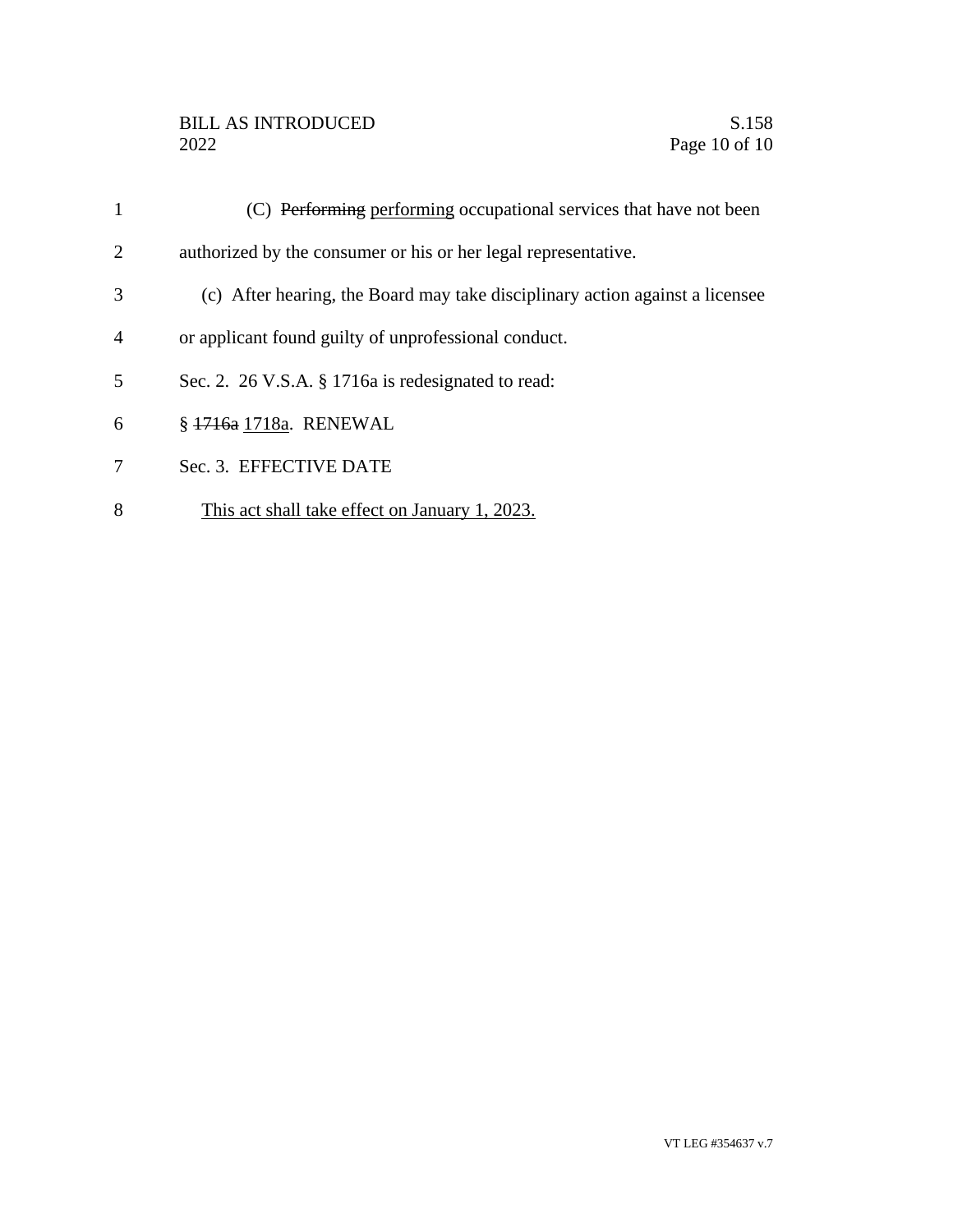(C) ~~Performing~~ performing occupational services that have not been authorized by the consumer or his or her legal representative.

(c) After hearing, the Board may take disciplinary action against a licensee or applicant found guilty of unprofessional conduct.

Sec. 2. 26 V.S.A. § 1716a is redesignated to read:

§ ~~1716a~~ 1718a. RENEWAL

Sec. 3. EFFECTIVE DATE

This act shall take effect on January 1, 2023.